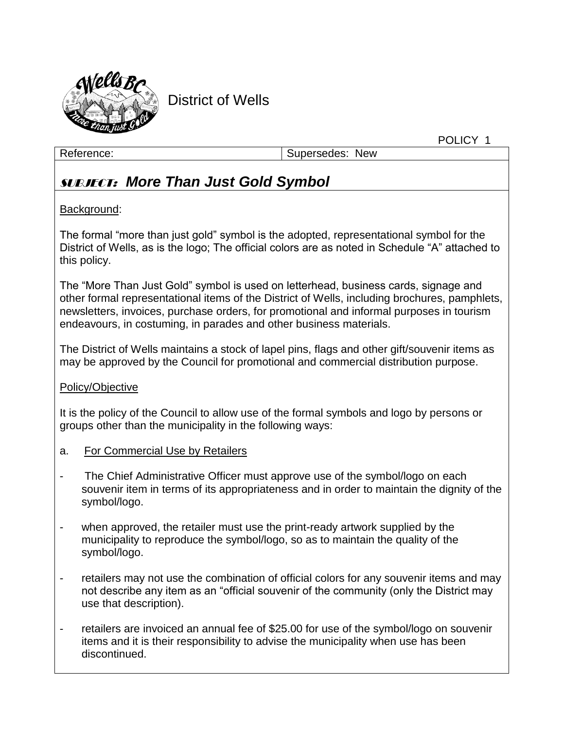District of Wells

POLICY 1

| Reference: | Supersedes: New |
| --- | --- |

# SUBJECT: *More Than Just Gold Symbol*

Background:

The formal "more than just gold" symbol is the adopted, representational symbol for the District of Wells, as is the logo; The official colors are as noted in Schedule "A" attached to this policy.

The "More Than Just Gold" symbol is used on letterhead, business cards, signage and other formal representational items of the District of Wells, including brochures, pamphlets, newsletters, invoices, purchase orders, for promotional and informal purposes in tourism endeavours, in costuming, in parades and other business materials.

The District of Wells maintains a stock of lapel pins, flags and other gift/souvenir items as may be approved by the Council for promotional and commercial distribution purpose.

Policy/Objective

It is the policy of the Council to allow use of the formal symbols and logo by persons or groups other than the municipality in the following ways:

a. For Commercial Use by Retailers

- The Chief Administrative Officer must approve use of the symbol/logo on each souvenir item in terms of its appropriateness and in order to maintain the dignity of the symbol/logo.
- when approved, the retailer must use the print-ready artwork supplied by the municipality to reproduce the symbol/logo, so as to maintain the quality of the symbol/logo.
- retailers may not use the combination of official colors for any souvenir items and may not describe any item as an "official souvenir of the community (only the District may use that description).
- retailers are invoiced an annual fee of $25.00 for use of the symbol/logo on souvenir items and it is their responsibility to advise the municipality when use has been discontinued.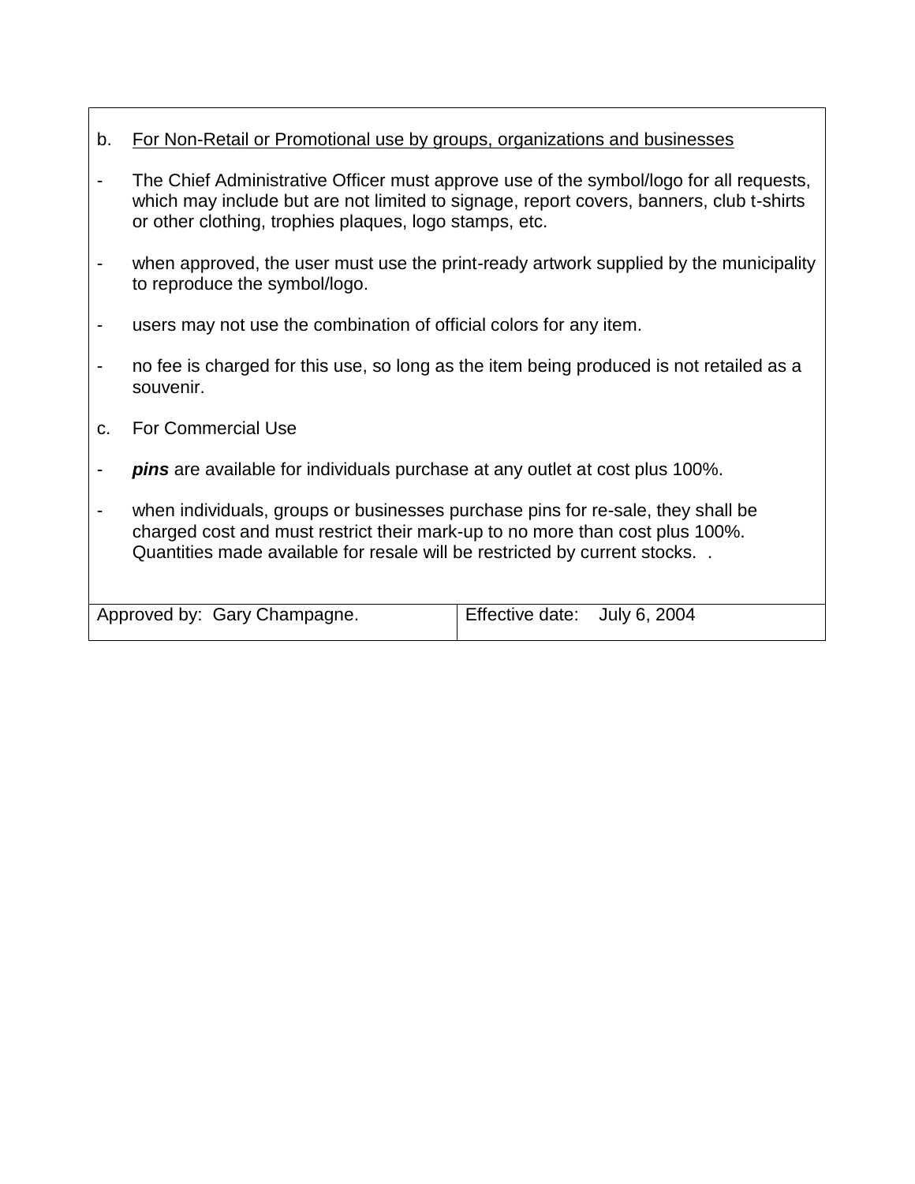b. <u>For Non-Retail or Promotional use by groups, organizations and businesses</u>

- The Chief Administrative Officer must approve use of the symbol/logo for all requests, which may include but are not limited to signage, report covers, banners, club t-shirts or other clothing, trophies plaques, logo stamps, etc.

- when approved, the user must use the print-ready artwork supplied by the municipality to reproduce the symbol/logo.

- users may not use the combination of official colors for any item.

- no fee is charged for this use, so long as the item being produced is not retailed as a souvenir.

c. For Commercial Use

- ***pins*** are available for individuals purchase at any outlet at cost plus 100%.

- when individuals, groups or businesses purchase pins for re-sale, they shall be charged cost and must restrict their mark-up to no more than cost plus 100%. Quantities made available for resale will be restricted by current stocks. .

| | |
|---|---|
| Approved by: Gary Champagne. | Effective date: July 6, 2004 |